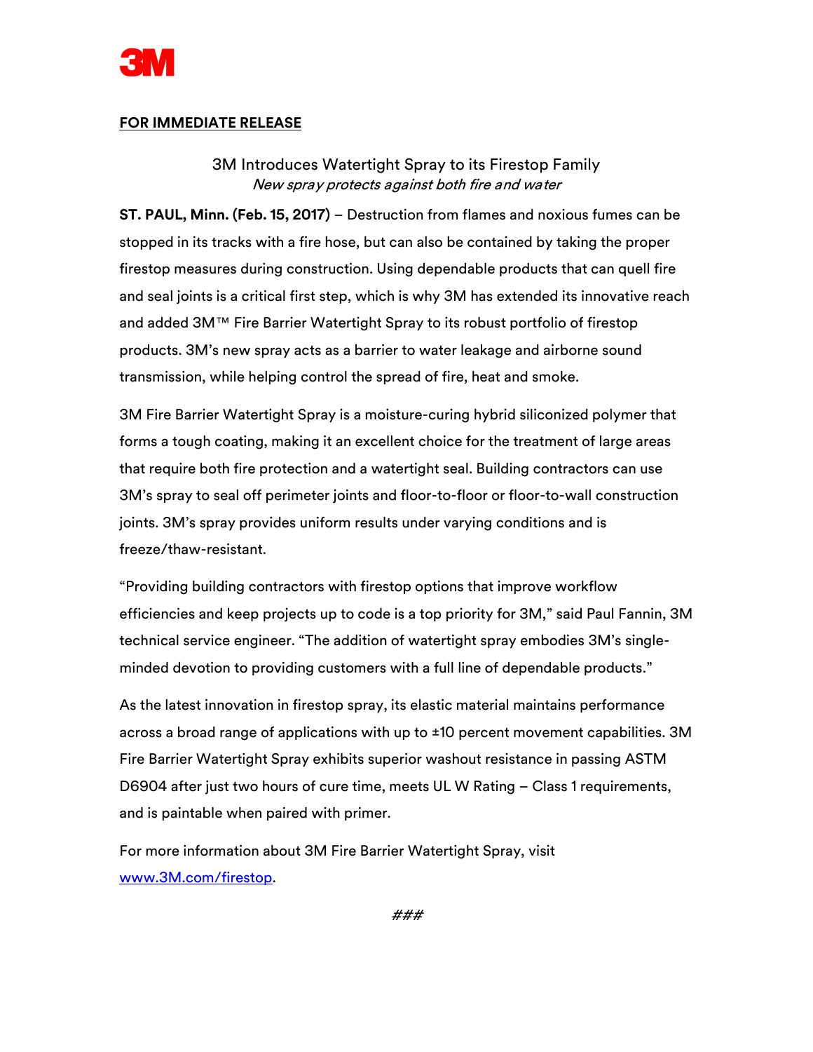**FOR IMMEDIATE RELEASE**

# 3M Introduces Watertight Spray to its Firestop Family

*New spray protects against both fire and water*

**ST. PAUL, Minn. (Feb. 15, 2017)** – Destruction from flames and noxious fumes can be stopped in its tracks with a fire hose, but can also be contained by taking the proper firestop measures during construction. Using dependable products that can quell fire and seal joints is a critical first step, which is why 3M has extended its innovative reach and added 3M™ Fire Barrier Watertight Spray to its robust portfolio of firestop products. 3M's new spray acts as a barrier to water leakage and airborne sound transmission, while helping control the spread of fire, heat and smoke.

3M Fire Barrier Watertight Spray is a moisture-curing hybrid siliconized polymer that forms a tough coating, making it an excellent choice for the treatment of large areas that require both fire protection and a watertight seal. Building contractors can use 3M's spray to seal off perimeter joints and floor-to-floor or floor-to-wall construction joints. 3M's spray provides uniform results under varying conditions and is freeze/thaw-resistant.

"Providing building contractors with firestop options that improve workflow efficiencies and keep projects up to code is a top priority for 3M," said Paul Fannin, 3M technical service engineer. "The addition of watertight spray embodies 3M's single-minded devotion to providing customers with a full line of dependable products."

As the latest innovation in firestop spray, its elastic material maintains performance across a broad range of applications with up to ±10 percent movement capabilities. 3M Fire Barrier Watertight Spray exhibits superior washout resistance in passing ASTM D6904 after just two hours of cure time, meets UL W Rating – Class 1 requirements, and is paintable when paired with primer.

For more information about 3M Fire Barrier Watertight Spray, visit [www.3M.com/firestop](www.3M.com/firestop).

###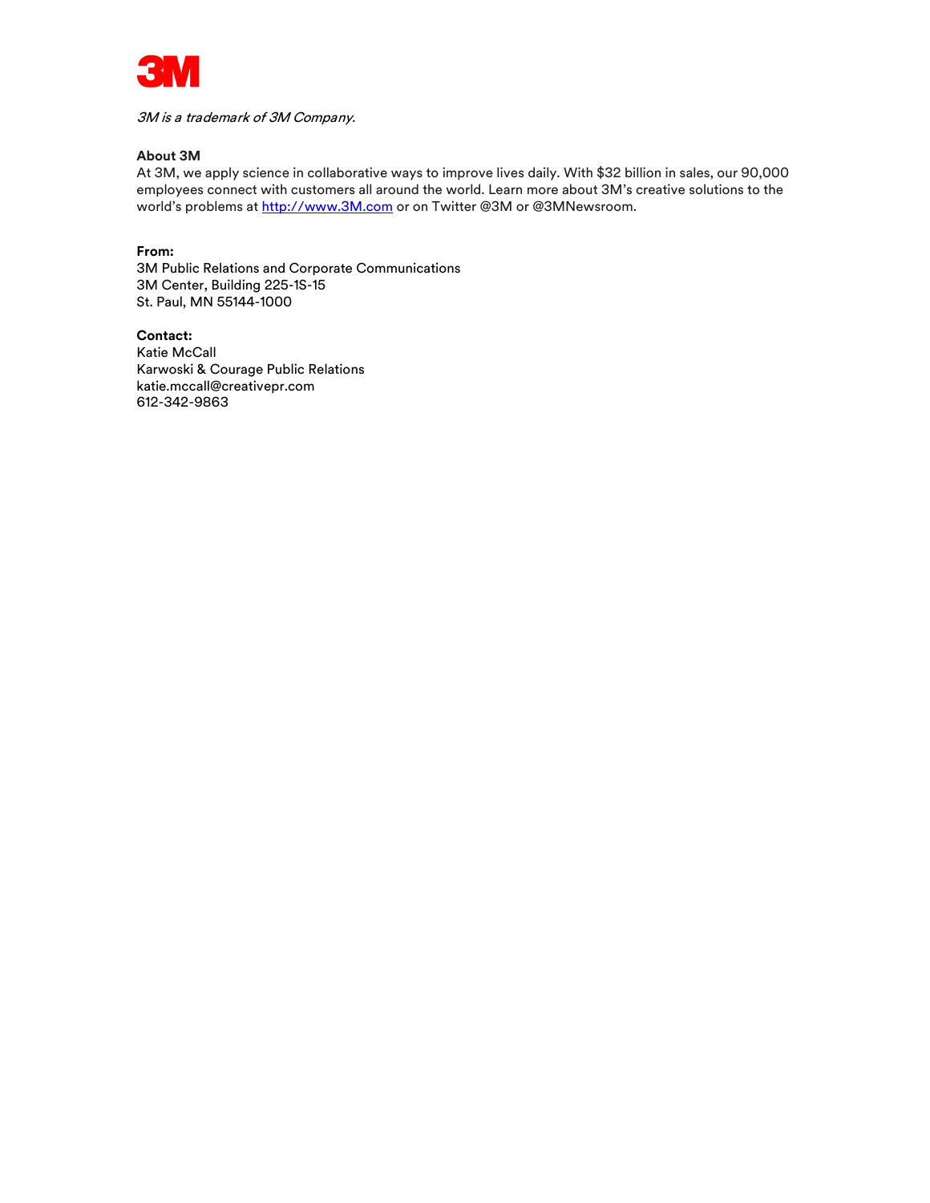*3M is a trademark of 3M Company.*

**About 3M**
At 3M, we apply science in collaborative ways to improve lives daily. With $32 billion in sales, our 90,000 employees connect with customers all around the world. Learn more about 3M's creative solutions to the world's problems at [http://www.3M.com](http://www.3M.com) or on Twitter @3M or @3MNewsroom.

**From:**
3M Public Relations and Corporate Communications
3M Center, Building 225-1S-15
St. Paul, MN 55144-1000

**Contact:**
Katie McCall
Karwoski & Courage Public Relations
katie.mccall@creativepr.com
612-342-9863